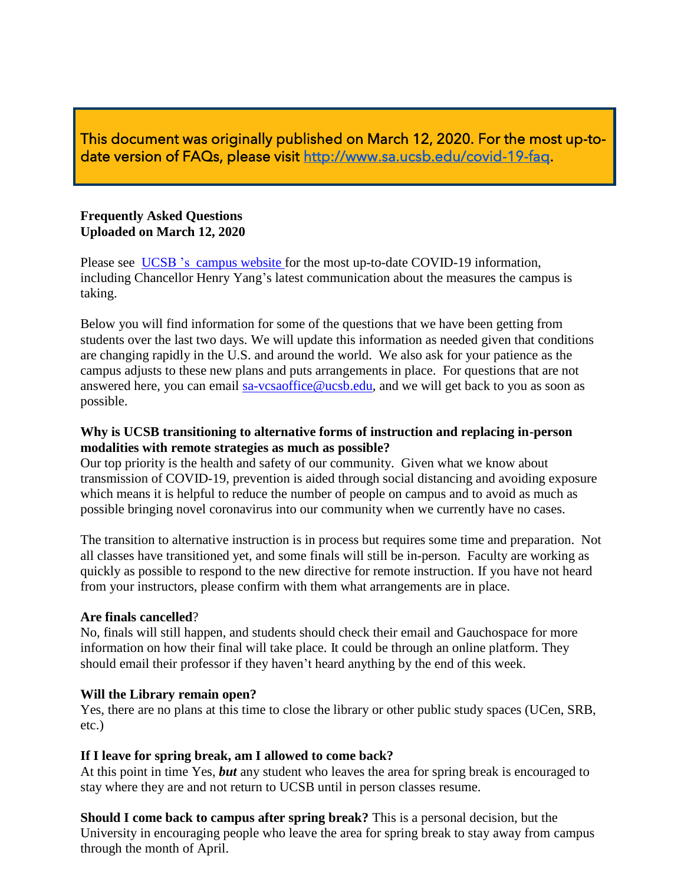This document was originally published on March 12, 2020. For the most up-to-date version of FAQs, please visit [http://www.sa.ucsb.edu/covid-19-faq](http://www.sa.ucsb.edu/covid-19-faq).

**Frequently Asked Questions**
**Uploaded on March 12, 2020**

Please see UCSB 's campus website for the most up-to-date COVID-19 information, including Chancellor Henry Yang's latest communication about the measures the campus is taking.

Below you will find information for some of the questions that we have been getting from students over the last two days. We will update this information as needed given that conditions are changing rapidly in the U.S. and around the world. We also ask for your patience as the campus adjusts to these new plans and puts arrangements in place. For questions that are not answered here, you can email [sa-vcsaoffice@ucsb.edu](mailto:sa-vcsaoffice@ucsb.edu), and we will get back to you as soon as possible.

**Why is UCSB transitioning to alternative forms of instruction and replacing in-person modalities with remote strategies as much as possible?**
Our top priority is the health and safety of our community. Given what we know about transmission of COVID-19, prevention is aided through social distancing and avoiding exposure which means it is helpful to reduce the number of people on campus and to avoid as much as possible bringing novel coronavirus into our community when we currently have no cases.

The transition to alternative instruction is in process but requires some time and preparation. Not all classes have transitioned yet, and some finals will still be in-person. Faculty are working as quickly as possible to respond to the new directive for remote instruction. If you have not heard from your instructors, please confirm with them what arrangements are in place.

**Are finals cancelled**?
No, finals will still happen, and students should check their email and Gauchospace for more information on how their final will take place. It could be through an online platform. They should email their professor if they haven't heard anything by the end of this week.

**Will the Library remain open?**
Yes, there are no plans at this time to close the library or other public study spaces (UCen, SRB, etc.)

**If I leave for spring break, am I allowed to come back?**
At this point in time Yes, ***but*** any student who leaves the area for spring break is encouraged to stay where they are and not return to UCSB until in person classes resume.

**Should I come back to campus after spring break?** This is a personal decision, but the University in encouraging people who leave the area for spring break to stay away from campus through the month of April.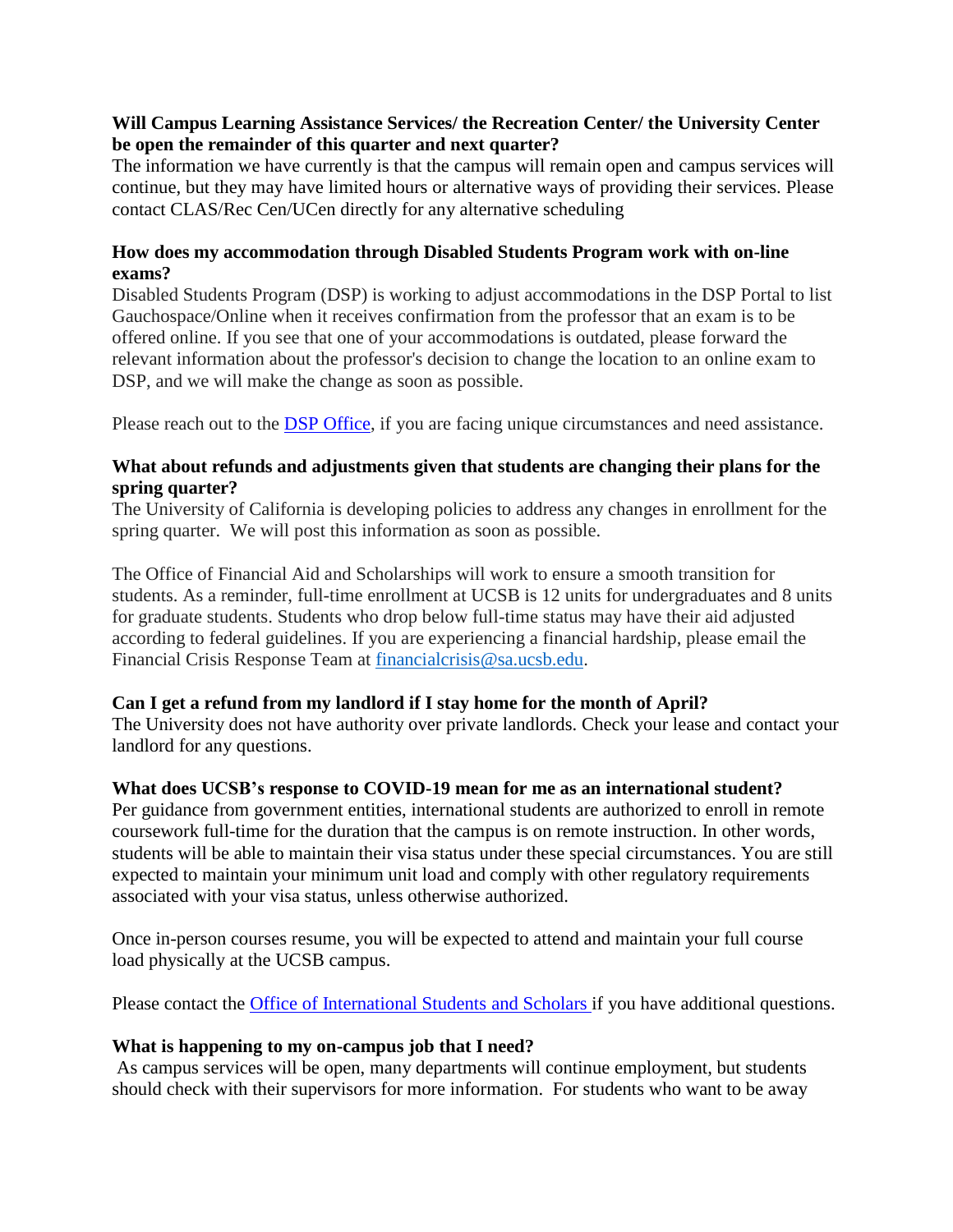**Will Campus Learning Assistance Services/ the Recreation Center/ the University Center be open the remainder of this quarter and next quarter?**

The information we have currently is that the campus will remain open and campus services will continue, but they may have limited hours or alternative ways of providing their services. Please contact CLAS/Rec Cen/UCen directly for any alternative scheduling

**How does my accommodation through Disabled Students Program work with on-line exams?**

Disabled Students Program (DSP) is working to adjust accommodations in the DSP Portal to list Gauchospace/Online when it receives confirmation from the professor that an exam is to be offered online. If you see that one of your accommodations is outdated, please forward the relevant information about the professor's decision to change the location to an online exam to DSP, and we will make the change as soon as possible.

Please reach out to the DSP Office, if you are facing unique circumstances and need assistance.

**What about refunds and adjustments given that students are changing their plans for the spring quarter?**

The University of California is developing policies to address any changes in enrollment for the spring quarter. We will post this information as soon as possible.

The Office of Financial Aid and Scholarships will work to ensure a smooth transition for students. As a reminder, full-time enrollment at UCSB is 12 units for undergraduates and 8 units for graduate students. Students who drop below full-time status may have their aid adjusted according to federal guidelines. If you are experiencing a financial hardship, please email the Financial Crisis Response Team at financialcrisis@sa.ucsb.edu.

**Can I get a refund from my landlord if I stay home for the month of April?**

The University does not have authority over private landlords. Check your lease and contact your landlord for any questions.

**What does UCSB's response to COVID-19 mean for me as an international student?**

Per guidance from government entities, international students are authorized to enroll in remote coursework full-time for the duration that the campus is on remote instruction. In other words, students will be able to maintain their visa status under these special circumstances. You are still expected to maintain your minimum unit load and comply with other regulatory requirements associated with your visa status, unless otherwise authorized.

Once in-person courses resume, you will be expected to attend and maintain your full course load physically at the UCSB campus.

Please contact the Office of International Students and Scholars if you have additional questions.

**What is happening to my on-campus job that I need?**

As campus services will be open, many departments will continue employment, but students should check with their supervisors for more information. For students who want to be away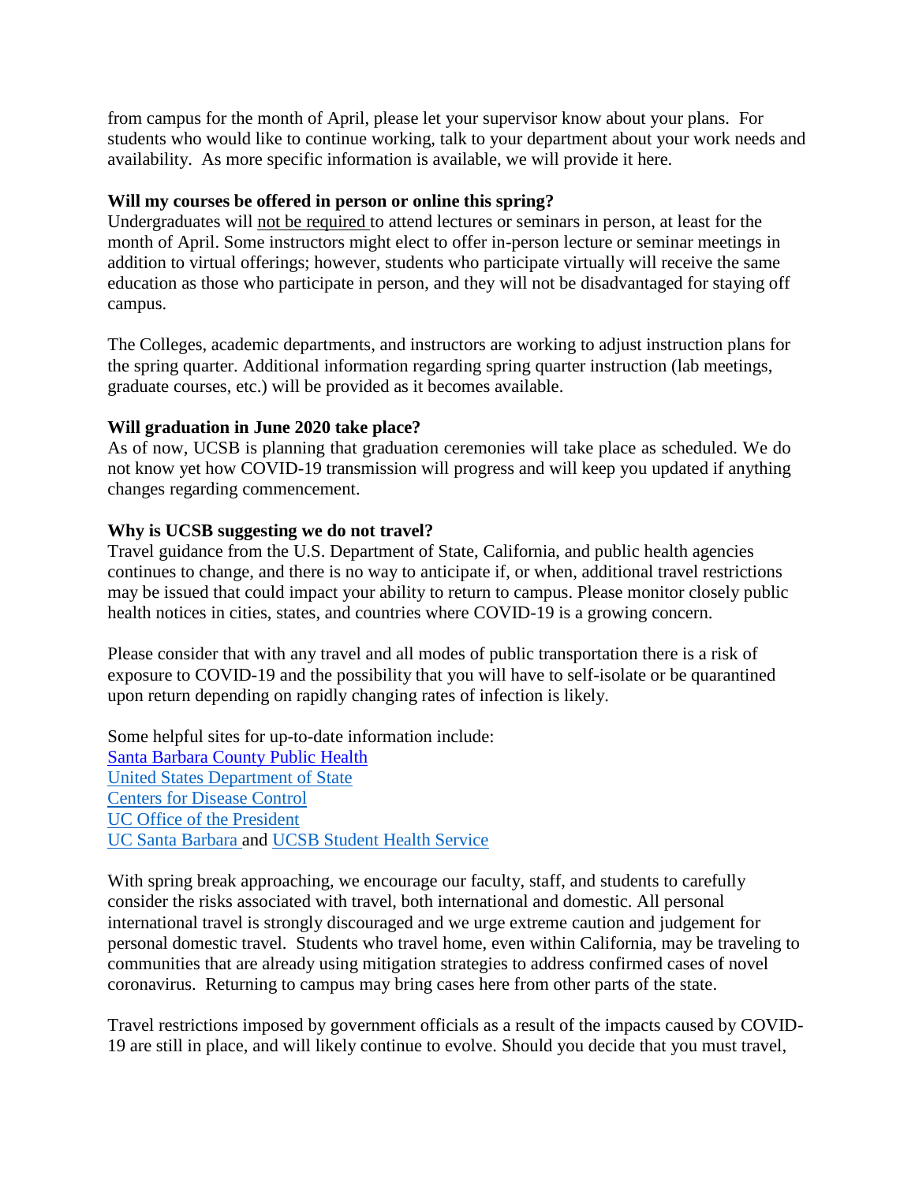from campus for the month of April, please let your supervisor know about your plans. For students who would like to continue working, talk to your department about your work needs and availability. As more specific information is available, we will provide it here.

**Will my courses be offered in person or online this spring?**
Undergraduates will <u>not be required</u> to attend lectures or seminars in person, at least for the month of April. Some instructors might elect to offer in-person lecture or seminar meetings in addition to virtual offerings; however, students who participate virtually will receive the same education as those who participate in person, and they will not be disadvantaged for staying off campus.

The Colleges, academic departments, and instructors are working to adjust instruction plans for the spring quarter. Additional information regarding spring quarter instruction (lab meetings, graduate courses, etc.) will be provided as it becomes available.

**Will graduation in June 2020 take place?**
As of now, UCSB is planning that graduation ceremonies will take place as scheduled. We do not know yet how COVID-19 transmission will progress and will keep you updated if anything changes regarding commencement.

**Why is UCSB suggesting we do not travel?**
Travel guidance from the U.S. Department of State, California, and public health agencies continues to change, and there is no way to anticipate if, or when, additional travel restrictions may be issued that could impact your ability to return to campus. Please monitor closely public health notices in cities, states, and countries where COVID-19 is a growing concern.

Please consider that with any travel and all modes of public transportation there is a risk of exposure to COVID-19 and the possibility that you will have to self-isolate or be quarantined upon return depending on rapidly changing rates of infection is likely.

Some helpful sites for up-to-date information include:
Santa Barbara County Public Health
United States Department of State
Centers for Disease Control
UC Office of the President
UC Santa Barbara and UCSB Student Health Service

With spring break approaching, we encourage our faculty, staff, and students to carefully consider the risks associated with travel, both international and domestic. All personal international travel is strongly discouraged and we urge extreme caution and judgement for personal domestic travel. Students who travel home, even within California, may be traveling to communities that are already using mitigation strategies to address confirmed cases of novel coronavirus. Returning to campus may bring cases here from other parts of the state.

Travel restrictions imposed by government officials as a result of the impacts caused by COVID-19 are still in place, and will likely continue to evolve. Should you decide that you must travel,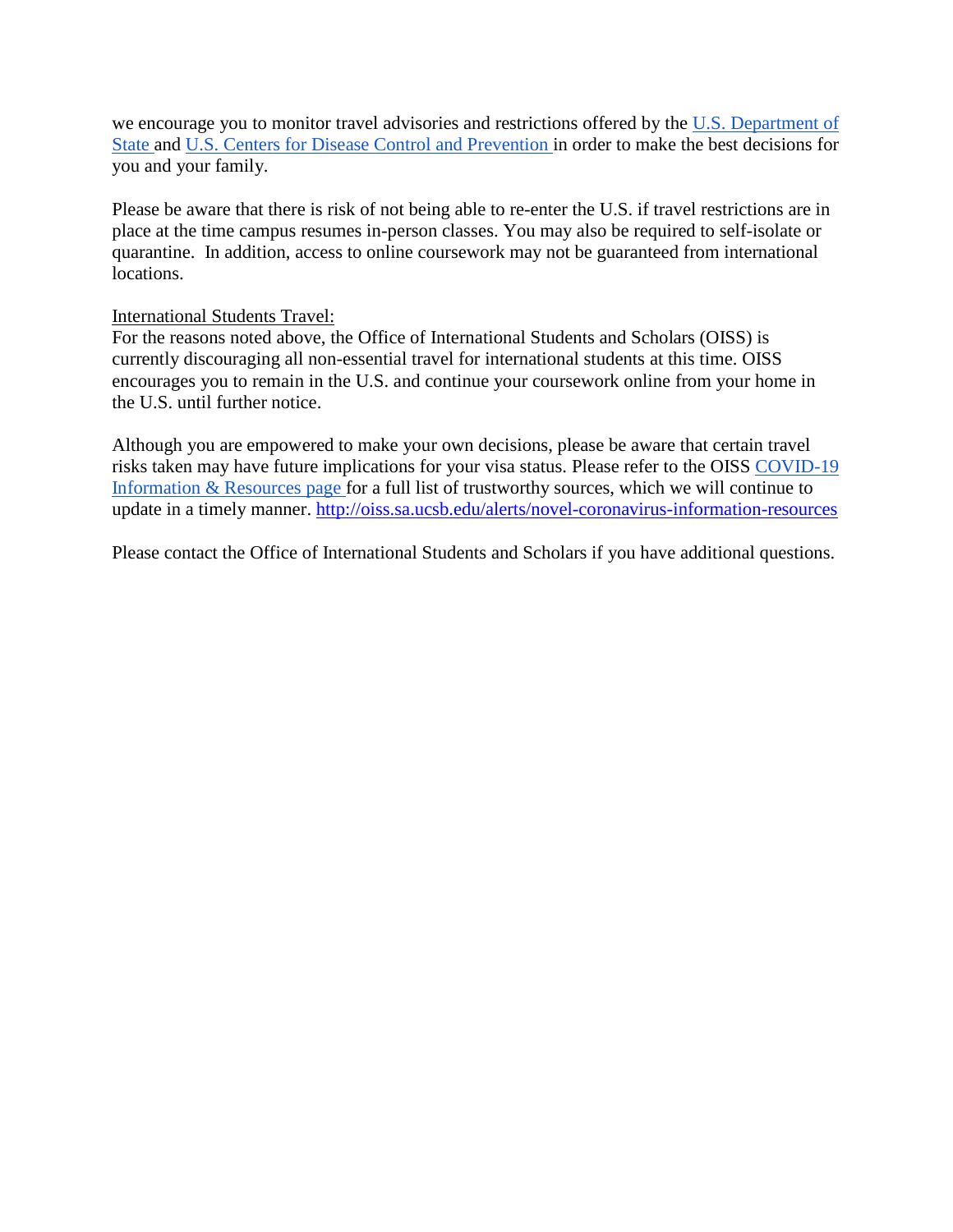we encourage you to monitor travel advisories and restrictions offered by the U.S. Department of State and U.S. Centers for Disease Control and Prevention in order to make the best decisions for you and your family.

Please be aware that there is risk of not being able to re-enter the U.S. if travel restrictions are in place at the time campus resumes in-person classes. You may also be required to self-isolate or quarantine. In addition, access to online coursework may not be guaranteed from international locations.

International Students Travel:
For the reasons noted above, the Office of International Students and Scholars (OISS) is currently discouraging all non-essential travel for international students at this time. OISS encourages you to remain in the U.S. and continue your coursework online from your home in the U.S. until further notice.

Although you are empowered to make your own decisions, please be aware that certain travel risks taken may have future implications for your visa status. Please refer to the OISS COVID-19 Information & Resources page for a full list of trustworthy sources, which we will continue to update in a timely manner. http://oiss.sa.ucsb.edu/alerts/novel-coronavirus-information-resources

Please contact the Office of International Students and Scholars if you have additional questions.